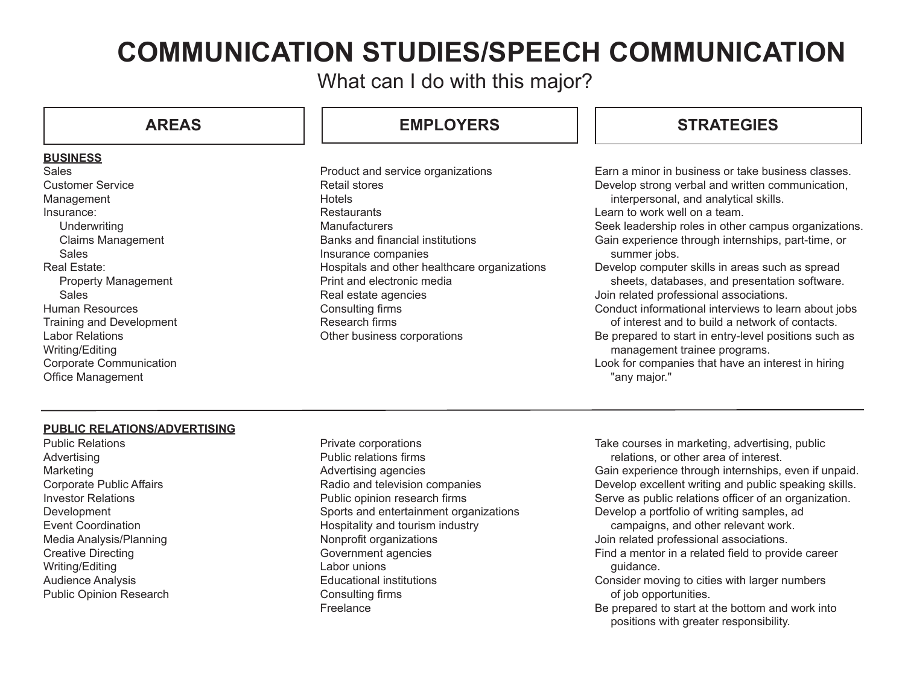# COMMUNICATION STUDIES/SPEECH COMMUNICATION

What can I do with this major?

| AREAS | EMPLOYERS | STRATEGIES |
|---|---|---|
| **BUSINESS**<br>Sales<br>Customer Service<br>Management<br>Insurance:<br>&nbsp;&nbsp;&nbsp;&nbsp;Underwriting<br>&nbsp;&nbsp;&nbsp;&nbsp;Claims Management<br>&nbsp;&nbsp;&nbsp;&nbsp;Sales<br>Real Estate:<br>&nbsp;&nbsp;&nbsp;&nbsp;Property Management<br>&nbsp;&nbsp;&nbsp;&nbsp;Sales<br>Human Resources<br>Training and Development<br>Labor Relations<br>Writing/Editing<br>Corporate Communication<br>Office Management | Product and service organizations<br>Retail stores<br>Hotels<br>Restaurants<br>Manufacturers<br>Banks and financial institutions<br>Insurance companies<br>Hospitals and other healthcare organizations<br>Print and electronic media<br>Real estate agencies<br>Consulting firms<br>Research firms<br>Other business corporations | Earn a minor in business or take business classes.<br>Develop strong verbal and written communication, interpersonal, and analytical skills.<br>Learn to work well on a team.<br>Seek leadership roles in other campus organizations.<br>Gain experience through internships, part-time, or summer jobs.<br>Develop computer skills in areas such as spread sheets, databases, and presentation software.<br>Join related professional associations.<br>Conduct informational interviews to learn about jobs of interest and to build a network of contacts.<br>Be prepared to start in entry-level positions such as management trainee programs.<br>Look for companies that have an interest in hiring "any major." |
| **PUBLIC RELATIONS/ADVERTISING**<br>Public Relations<br>Advertising<br>Marketing<br>Corporate Public Affairs<br>Investor Relations<br>Development<br>Event Coordination<br>Media Analysis/Planning<br>Creative Directing<br>Writing/Editing<br>Audience Analysis<br>Public Opinion Research | Private corporations<br>Public relations firms<br>Advertising agencies<br>Radio and television companies<br>Public opinion research firms<br>Sports and entertainment organizations<br>Hospitality and tourism industry<br>Nonprofit organizations<br>Government agencies<br>Labor unions<br>Educational institutions<br>Consulting firms<br>Freelance | Take courses in marketing, advertising, public relations, or other area of interest.<br>Gain experience through internships, even if unpaid.<br>Develop excellent writing and public speaking skills.<br>Serve as public relations officer of an organization.<br>Develop a portfolio of writing samples, ad campaigns, and other relevant work.<br>Join related professional associations.<br>Find a mentor in a related field to provide career guidance.<br>Consider moving to cities with larger numbers of job opportunities.<br>Be prepared to start at the bottom and work into positions with greater responsibility. |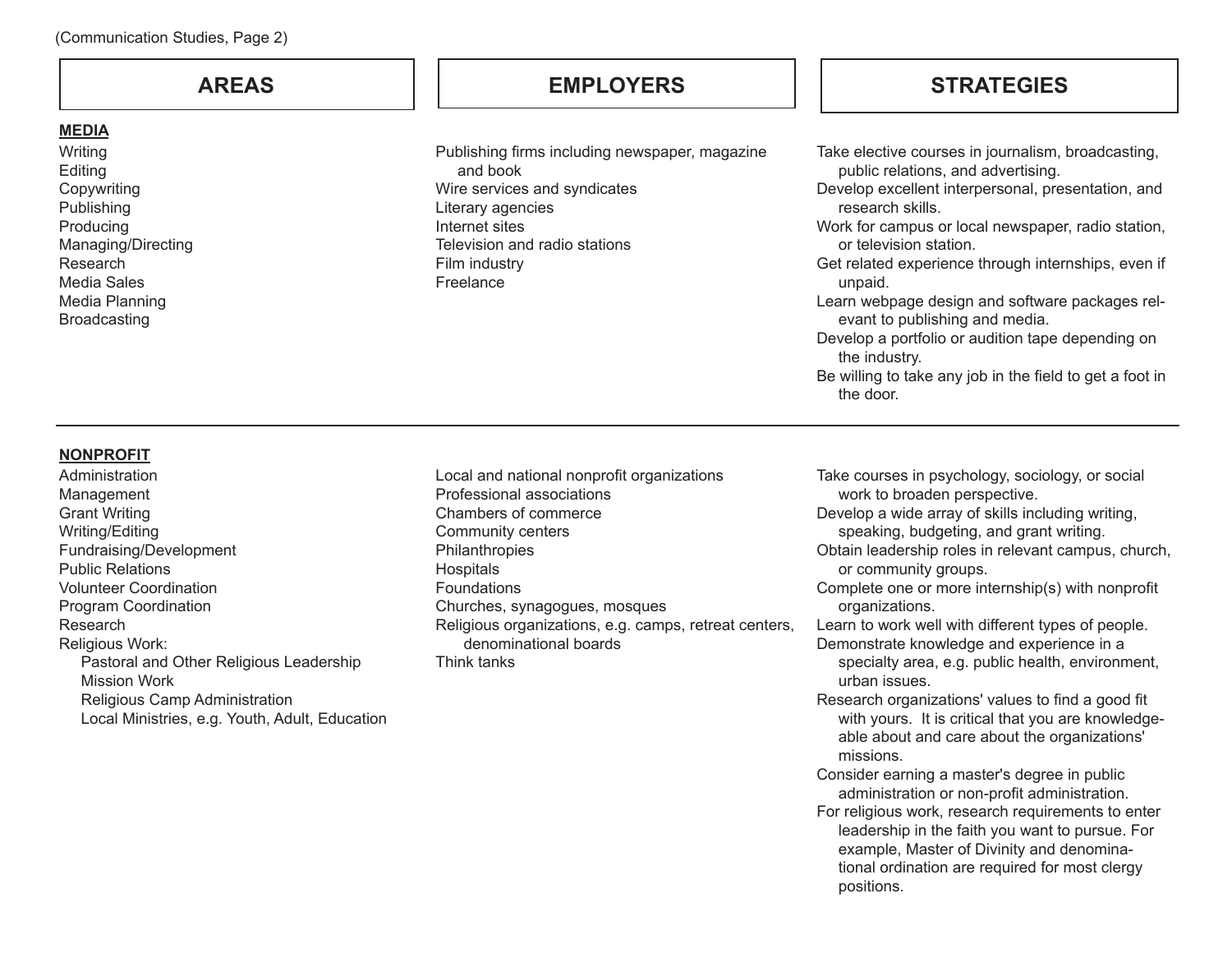(Communication Studies, Page 2)

| AREAS | EMPLOYERS | STRATEGIES |
| --- | --- | --- |
| **MEDIA**<br>Writing<br>Editing<br>Copywriting<br>Publishing<br>Producing<br>Managing/Directing<br>Research<br>Media Sales<br>Media Planning<br>Broadcasting | Publishing firms including newspaper, magazine and book<br>Wire services and syndicates<br>Literary agencies<br>Internet sites<br>Television and radio stations<br>Film industry<br>Freelance | Take elective courses in journalism, broadcasting, public relations, and advertising.<br>Develop excellent interpersonal, presentation, and research skills.<br>Work for campus or local newspaper, radio station, or television station.<br>Get related experience through internships, even if unpaid.<br>Learn webpage design and software packages relevant to publishing and media.<br>Develop a portfolio or audition tape depending on the industry.<br>Be willing to take any job in the field to get a foot in the door. |
| **NONPROFIT**<br>Administration<br>Management<br>Grant Writing<br>Writing/Editing<br>Fundraising/Development<br>Public Relations<br>Volunteer Coordination<br>Program Coordination<br>Research<br>Religious Work:<br>Pastoral and Other Religious Leadership<br>Mission Work<br>Religious Camp Administration<br>Local Ministries, e.g. Youth, Adult, Education | Local and national nonprofit organizations<br>Professional associations<br>Chambers of commerce<br>Community centers<br>Philanthropies<br>Hospitals<br>Foundations<br>Churches, synagogues, mosques<br>Religious organizations, e.g. camps, retreat centers, denominational boards<br>Think tanks | Take courses in psychology, sociology, or social work to broaden perspective.<br>Develop a wide array of skills including writing, speaking, budgeting, and grant writing.<br>Obtain leadership roles in relevant campus, church, or community groups.<br>Complete one or more internship(s) with nonprofit organizations.<br>Learn to work well with different types of people.<br>Demonstrate knowledge and experience in a specialty area, e.g. public health, environment, urban issues.<br>Research organizations' values to find a good fit with yours. It is critical that you are knowledgeable about and care about the organizations' missions.<br>Consider earning a master's degree in public administration or non-profit administration.<br>For religious work, research requirements to enter leadership in the faith you want to pursue. For example, Master of Divinity and denominational ordination are required for most clergy positions. |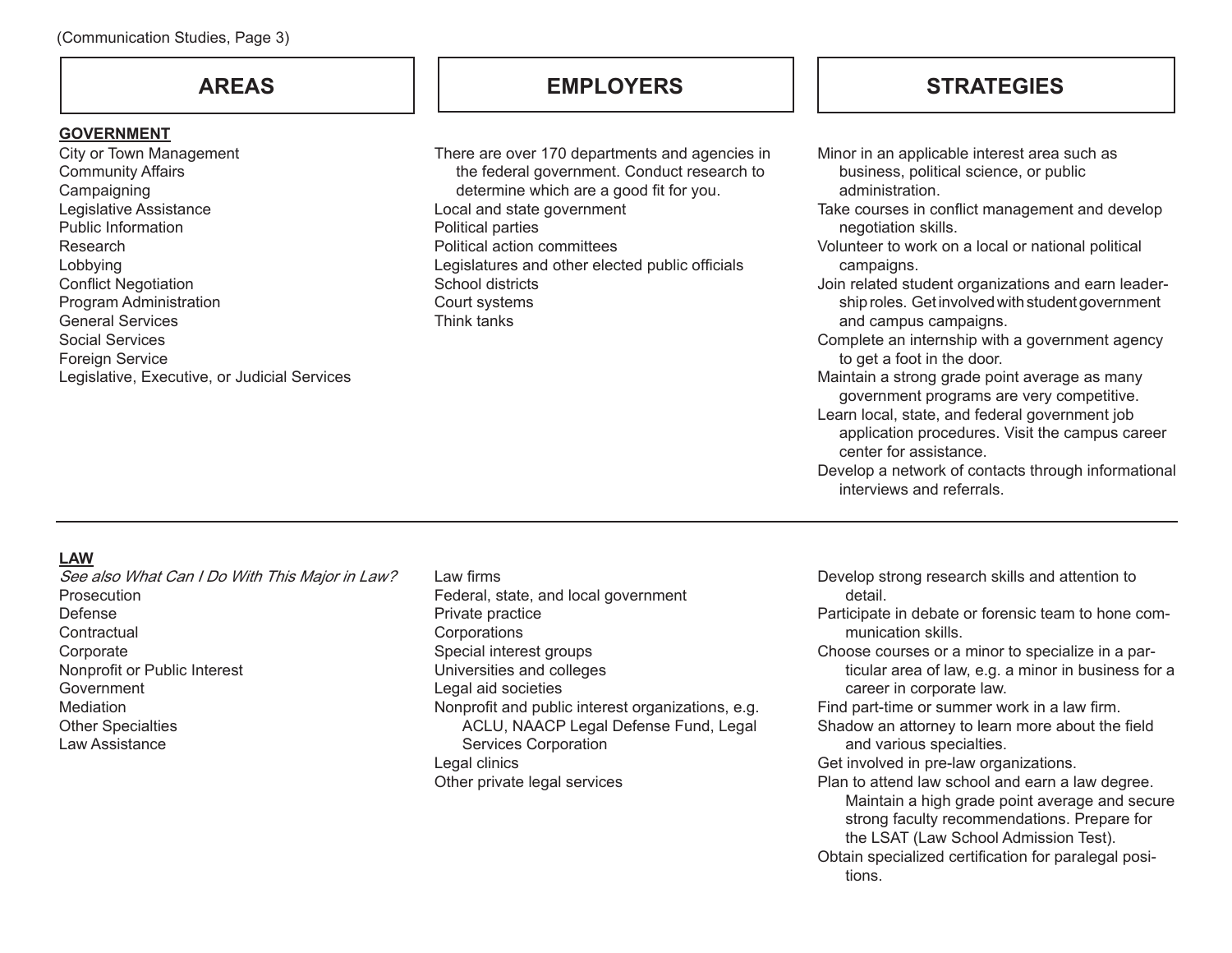| AREAS | EMPLOYERS | STRATEGIES |
| --- | --- | --- |
| **GOVERNMENT**<br>City or Town Management<br>Community Affairs<br>Campaigning<br>Legislative Assistance<br>Public Information<br>Research<br>Lobbying<br>Conflict Negotiation<br>Program Administration<br>General Services<br>Social Services<br>Foreign Service<br>Legislative, Executive, or Judicial Services | There are over 170 departments and agencies in the federal government. Conduct research to determine which are a good fit for you.<br>Local and state government<br>Political parties<br>Political action committees<br>Legislatures and other elected public officials<br>School districts<br>Court systems<br>Think tanks | Minor in an applicable interest area such as business, political science, or public administration.<br>Take courses in conflict management and develop negotiation skills.<br>Volunteer to work on a local or national political campaigns.<br>Join related student organizations and earn leadership roles. Get involved with student government and campus campaigns.<br>Complete an internship with a government agency to get a foot in the door.<br>Maintain a strong grade point average as many government programs are very competitive.<br>Learn local, state, and federal government job application procedures. Visit the campus career center for assistance.<br>Develop a network of contacts through informational interviews and referrals. |
| **LAW**<br>*See also What Can I Do With This Major in Law?*<br>Prosecution<br>Defense<br>Contractual<br>Corporate<br>Nonprofit or Public Interest<br>Government<br>Mediation<br>Other Specialties<br>Law Assistance | Law firms<br>Federal, state, and local government<br>Private practice<br>Corporations<br>Special interest groups<br>Universities and colleges<br>Legal aid societies<br>Nonprofit and public interest organizations, e.g. ACLU, NAACP Legal Defense Fund, Legal Services Corporation<br>Legal clinics<br>Other private legal services | Develop strong research skills and attention to detail.<br>Participate in debate or forensic team to hone communication skills.<br>Choose courses or a minor to specialize in a particular area of law, e.g. a minor in business for a career in corporate law.<br>Find part-time or summer work in a law firm.<br>Shadow an attorney to learn more about the field and various specialties.<br>Get involved in pre-law organizations.<br>Plan to attend law school and earn a law degree. Maintain a high grade point average and secure strong faculty recommendations. Prepare for the LSAT (Law School Admission Test).<br>Obtain specialized certification for paralegal positions. |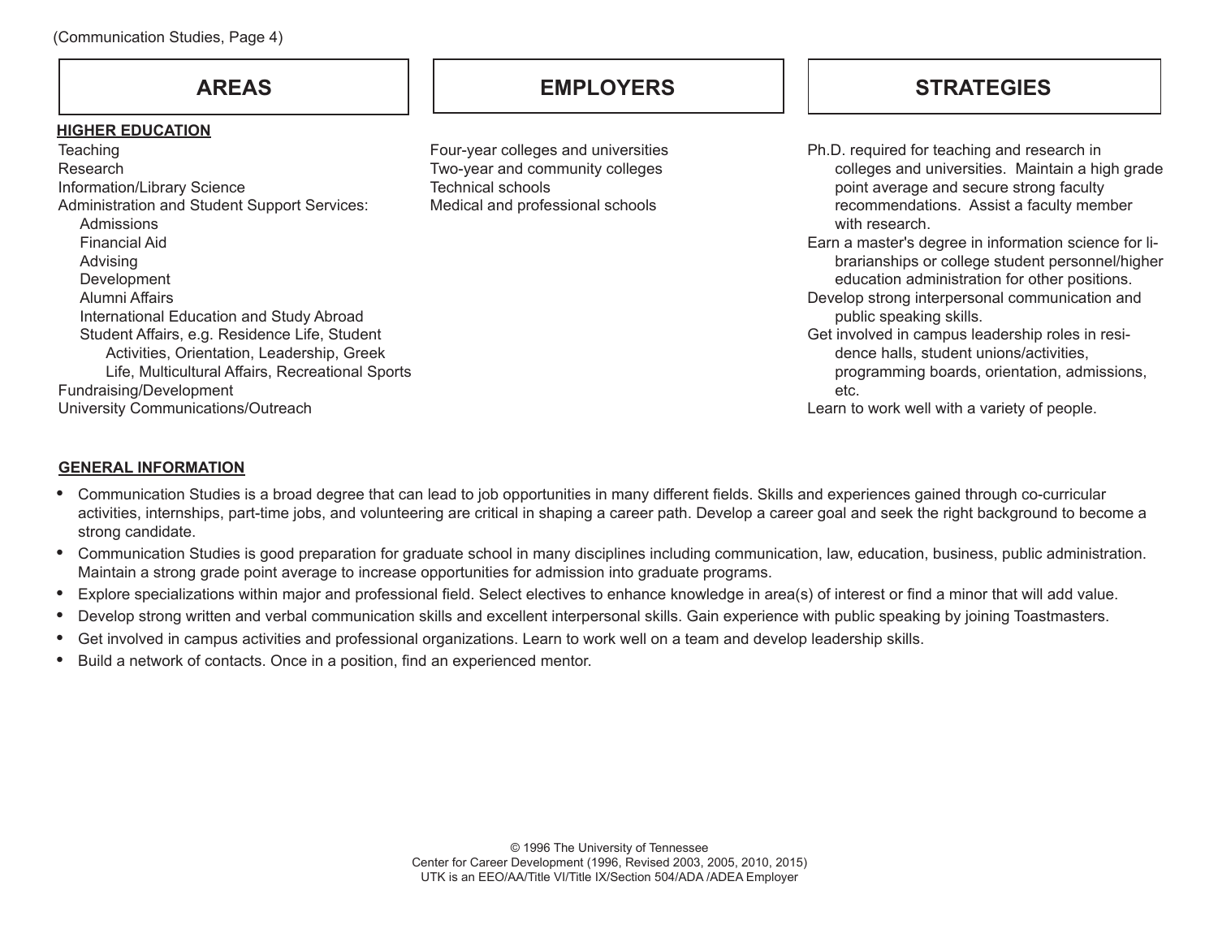| AREAS | EMPLOYERS | STRATEGIES |
|---|---|---|
| **HIGHER EDUCATION** | | |
| Teaching<br>Research<br>Information/Library Science<br>Administration and Student Support Services:<br>Admissions<br>Financial Aid<br>Advising<br>Development<br>Alumni Affairs<br>International Education and Study Abroad<br>Student Affairs, e.g. Residence Life, Student Activities, Orientation, Leadership, Greek Life, Multicultural Affairs, Recreational Sports<br>Fundraising/Development<br>University Communications/Outreach | Four-year colleges and universities<br>Two-year and community colleges<br>Technical schools<br>Medical and professional schools | Ph.D. required for teaching and research in colleges and universities. Maintain a high grade point average and secure strong faculty recommendations. Assist a faculty member with research.<br>Earn a master's degree in information science for librarianships or college student personnel/higher education administration for other positions.<br>Develop strong interpersonal communication and public speaking skills.<br>Get involved in campus leadership roles in residence halls, student unions/activities, programming boards, orientation, admissions, etc.<br>Learn to work well with a variety of people. |

## GENERAL INFORMATION

- Communication Studies is a broad degree that can lead to job opportunities in many different fields. Skills and experiences gained through co-curricular activities, internships, part-time jobs, and volunteering are critical in shaping a career path. Develop a career goal and seek the right background to become a strong candidate.
- Communication Studies is good preparation for graduate school in many disciplines including communication, law, education, business, public administration. Maintain a strong grade point average to increase opportunities for admission into graduate programs.
- Explore specializations within major and professional field. Select electives to enhance knowledge in area(s) of interest or find a minor that will add value.
- Develop strong written and verbal communication skills and excellent interpersonal skills. Gain experience with public speaking by joining Toastmasters.
- Get involved in campus activities and professional organizations. Learn to work well on a team and develop leadership skills.
- Build a network of contacts. Once in a position, find an experienced mentor.

© 1996 The University of Tennessee
Center for Career Development (1996, Revised 2003, 2005, 2010, 2015)
UTK is an EEO/AA/Title VI/Title IX/Section 504/ADA /ADEA Employer